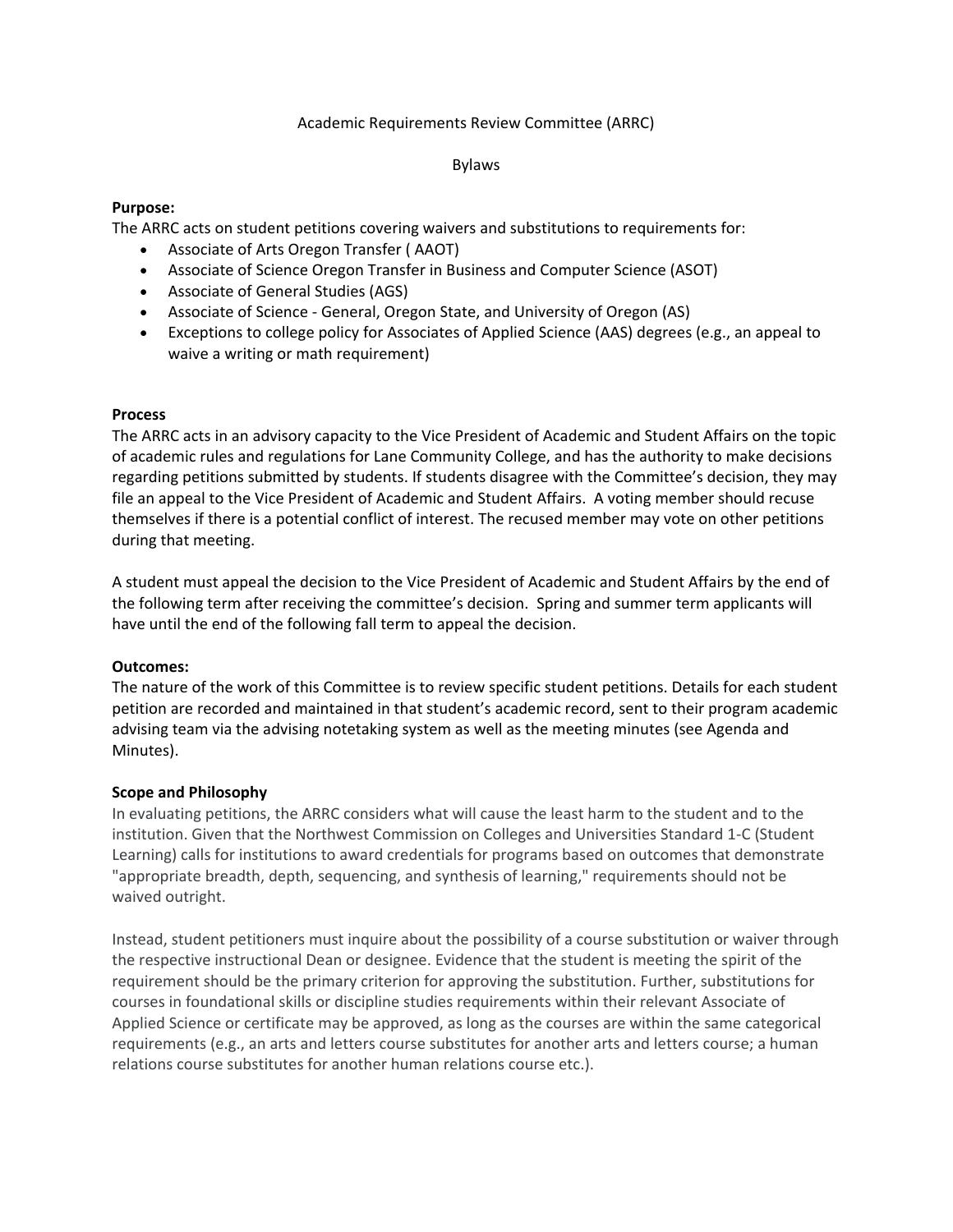# Academic Requirements Review Committee (ARRC)

## Bylaws

**Purpose:**
The ARRC acts on student petitions covering waivers and substitutions to requirements for:

- Associate of Arts Oregon Transfer ( AAOT)
- Associate of Science Oregon Transfer in Business and Computer Science (ASOT)
- Associate of General Studies (AGS)
- Associate of Science - General, Oregon State, and University of Oregon (AS)
- Exceptions to college policy for Associates of Applied Science (AAS) degrees (e.g., an appeal to waive a writing or math requirement)

**Process**
The ARRC acts in an advisory capacity to the Vice President of Academic and Student Affairs on the topic of academic rules and regulations for Lane Community College, and has the authority to make decisions regarding petitions submitted by students. If students disagree with the Committee's decision, they may file an appeal to the Vice President of Academic and Student Affairs. A voting member should recuse themselves if there is a potential conflict of interest. The recused member may vote on other petitions during that meeting.

A student must appeal the decision to the Vice President of Academic and Student Affairs by the end of the following term after receiving the committee's decision. Spring and summer term applicants will have until the end of the following fall term to appeal the decision.

**Outcomes:**
The nature of the work of this Committee is to review specific student petitions. Details for each student petition are recorded and maintained in that student's academic record, sent to their program academic advising team via the advising notetaking system as well as the meeting minutes (see Agenda and Minutes).

**Scope and Philosophy**
In evaluating petitions, the ARRC considers what will cause the least harm to the student and to the institution. Given that the Northwest Commission on Colleges and Universities Standard 1-C (Student Learning) calls for institutions to award credentials for programs based on outcomes that demonstrate "appropriate breadth, depth, sequencing, and synthesis of learning," requirements should not be waived outright.

Instead, student petitioners must inquire about the possibility of a course substitution or waiver through the respective instructional Dean or designee. Evidence that the student is meeting the spirit of the requirement should be the primary criterion for approving the substitution. Further, substitutions for courses in foundational skills or discipline studies requirements within their relevant Associate of Applied Science or certificate may be approved, as long as the courses are within the same categorical requirements (e.g., an arts and letters course substitutes for another arts and letters course; a human relations course substitutes for another human relations course etc.).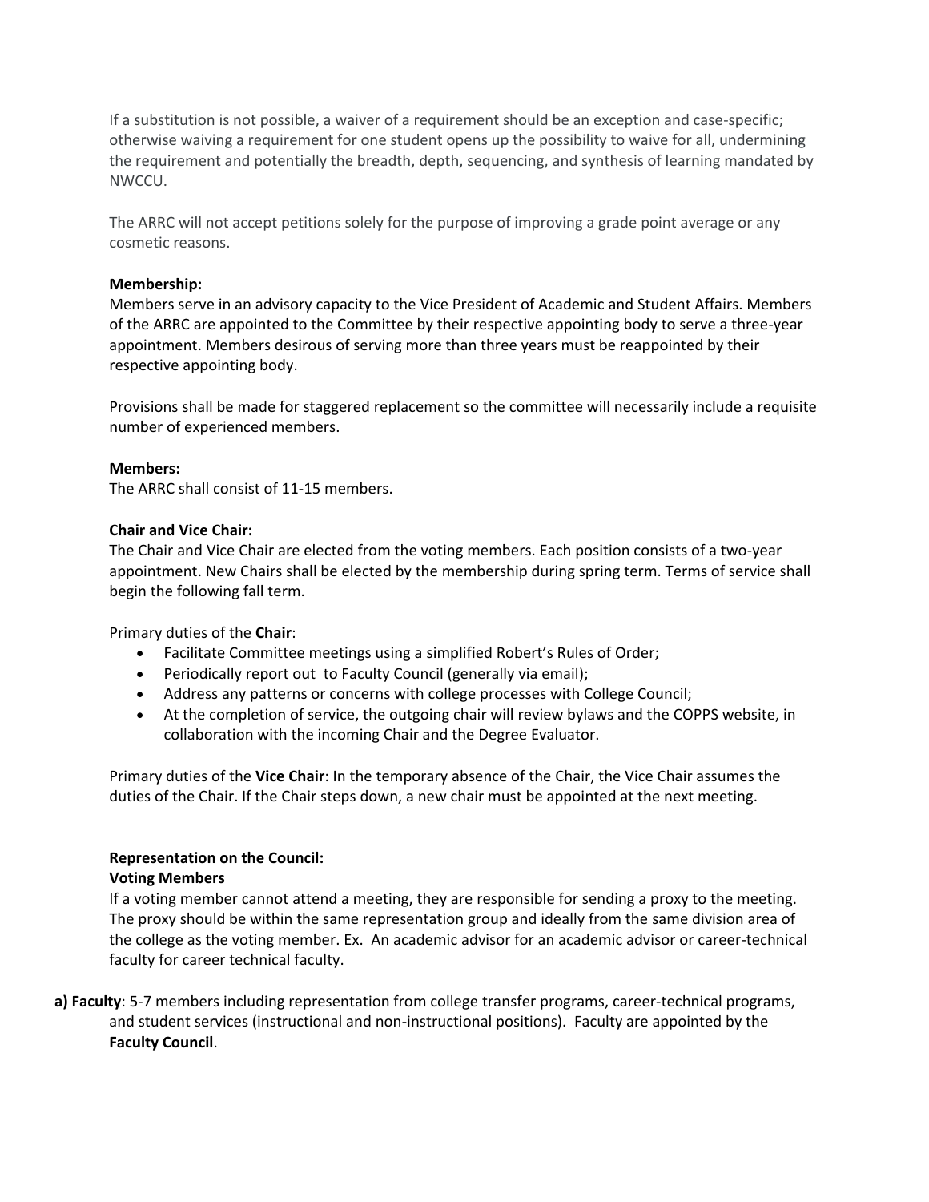If a substitution is not possible, a waiver of a requirement should be an exception and case-specific; otherwise waiving a requirement for one student opens up the possibility to waive for all, undermining the requirement and potentially the breadth, depth, sequencing, and synthesis of learning mandated by NWCCU.

The ARRC will not accept petitions solely for the purpose of improving a grade point average or any cosmetic reasons.

**Membership:**
Members serve in an advisory capacity to the Vice President of Academic and Student Affairs. Members of the ARRC are appointed to the Committee by their respective appointing body to serve a three-year appointment. Members desirous of serving more than three years must be reappointed by their respective appointing body.

Provisions shall be made for staggered replacement so the committee will necessarily include a requisite number of experienced members.

**Members:**
The ARRC shall consist of 11-15 members.

**Chair and Vice Chair:**
The Chair and Vice Chair are elected from the voting members. Each position consists of a two-year appointment. New Chairs shall be elected by the membership during spring term. Terms of service shall begin the following fall term.

Primary duties of the **Chair**:

- Facilitate Committee meetings using a simplified Robert's Rules of Order;
- Periodically report out to Faculty Council (generally via email);
- Address any patterns or concerns with college processes with College Council;
- At the completion of service, the outgoing chair will review bylaws and the COPPS website, in collaboration with the incoming Chair and the Degree Evaluator.

Primary duties of the **Vice Chair**: In the temporary absence of the Chair, the Vice Chair assumes the duties of the Chair. If the Chair steps down, a new chair must be appointed at the next meeting.

**Representation on the Council:**
**Voting Members**
If a voting member cannot attend a meeting, they are responsible for sending a proxy to the meeting. The proxy should be within the same representation group and ideally from the same division area of the college as the voting member. Ex. An academic advisor for an academic advisor or career-technical faculty for career technical faculty.

**a) Faculty**: 5-7 members including representation from college transfer programs, career-technical programs, and student services (instructional and non-instructional positions). Faculty are appointed by the **Faculty Council**.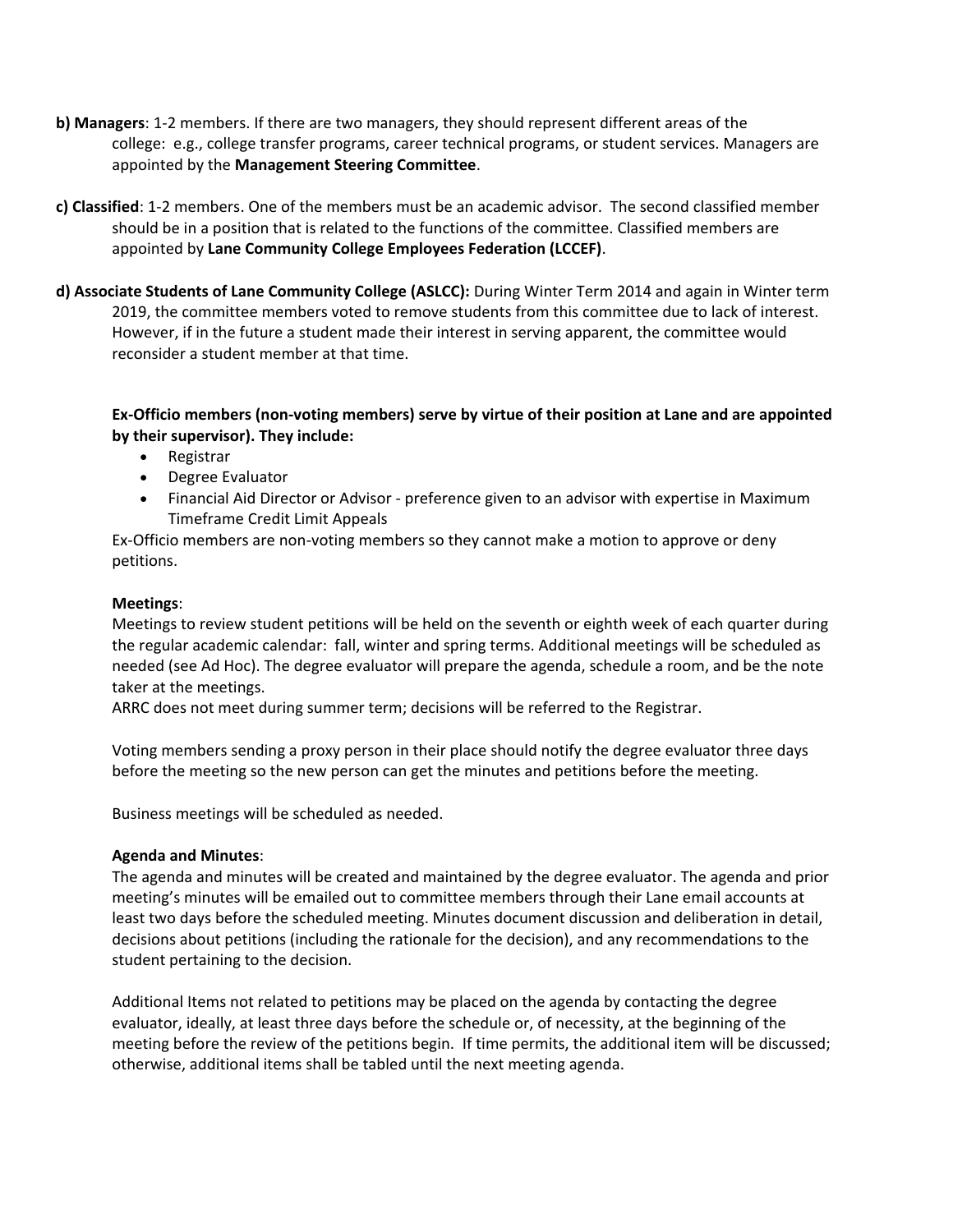**b) Managers**: 1-2 members. If there are two managers, they should represent different areas of the college: e.g., college transfer programs, career technical programs, or student services. Managers are appointed by the **Management Steering Committee**.

**c) Classified**: 1-2 members. One of the members must be an academic advisor. The second classified member should be in a position that is related to the functions of the committee. Classified members are appointed by **Lane Community College Employees Federation (LCCEF)**.

**d) Associate Students of Lane Community College (ASLCC):** During Winter Term 2014 and again in Winter term 2019, the committee members voted to remove students from this committee due to lack of interest. However, if in the future a student made their interest in serving apparent, the committee would reconsider a student member at that time.

**Ex-Officio members (non-voting members) serve by virtue of their position at Lane and are appointed by their supervisor). They include:**

- Registrar
- Degree Evaluator
- Financial Aid Director or Advisor - preference given to an advisor with expertise in Maximum Timeframe Credit Limit Appeals

Ex-Officio members are non-voting members so they cannot make a motion to approve or deny petitions.

**Meetings**:

Meetings to review student petitions will be held on the seventh or eighth week of each quarter during the regular academic calendar: fall, winter and spring terms. Additional meetings will be scheduled as needed (see Ad Hoc). The degree evaluator will prepare the agenda, schedule a room, and be the note taker at the meetings.

ARRC does not meet during summer term; decisions will be referred to the Registrar.

Voting members sending a proxy person in their place should notify the degree evaluator three days before the meeting so the new person can get the minutes and petitions before the meeting.

Business meetings will be scheduled as needed.

**Agenda and Minutes**:

The agenda and minutes will be created and maintained by the degree evaluator. The agenda and prior meeting's minutes will be emailed out to committee members through their Lane email accounts at least two days before the scheduled meeting. Minutes document discussion and deliberation in detail, decisions about petitions (including the rationale for the decision), and any recommendations to the student pertaining to the decision.

Additional Items not related to petitions may be placed on the agenda by contacting the degree evaluator, ideally, at least three days before the schedule or, of necessity, at the beginning of the meeting before the review of the petitions begin. If time permits, the additional item will be discussed; otherwise, additional items shall be tabled until the next meeting agenda.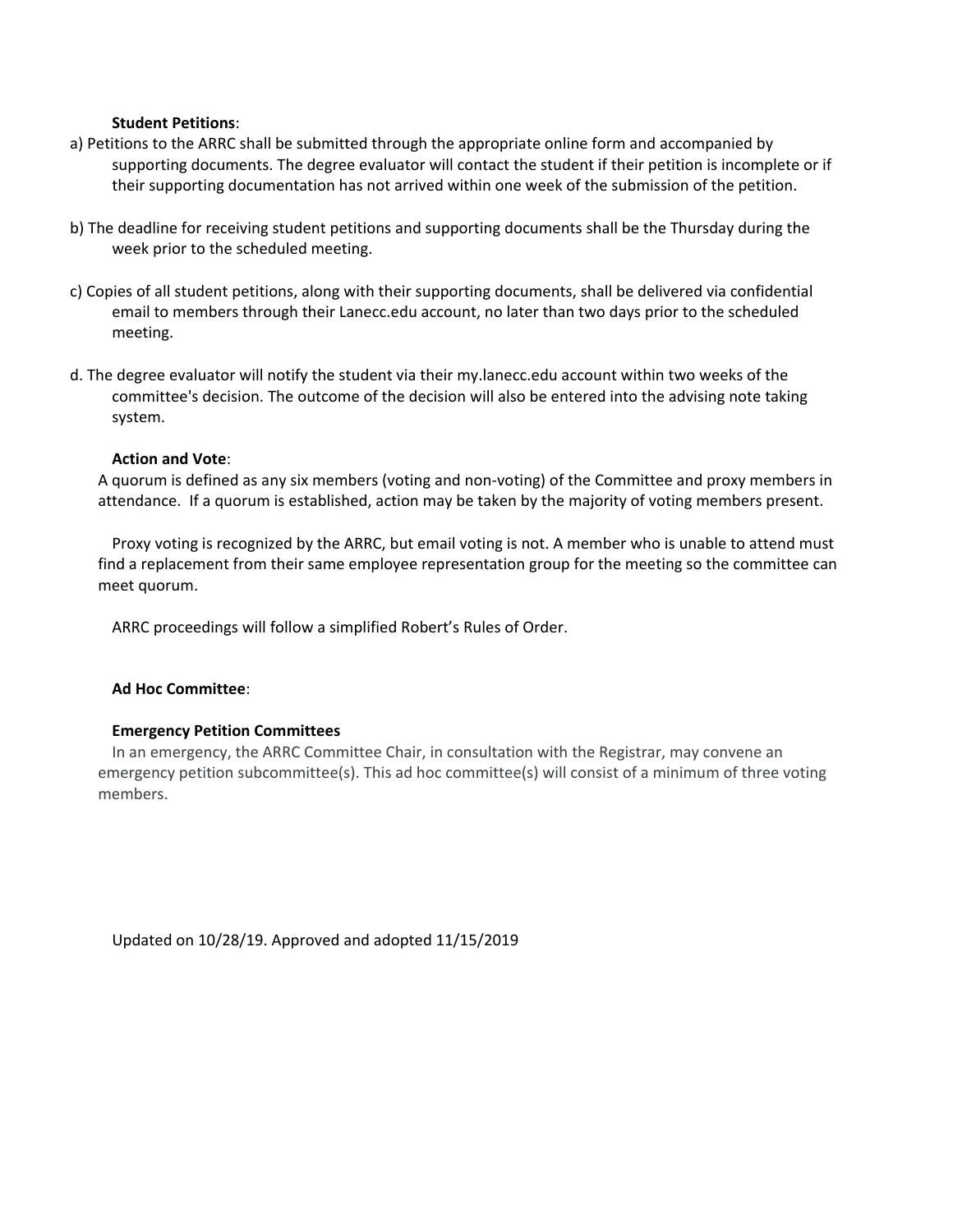**Student Petitions**:

a) Petitions to the ARRC shall be submitted through the appropriate online form and accompanied by supporting documents. The degree evaluator will contact the student if their petition is incomplete or if their supporting documentation has not arrived within one week of the submission of the petition.

b) The deadline for receiving student petitions and supporting documents shall be the Thursday during the week prior to the scheduled meeting.

c) Copies of all student petitions, along with their supporting documents, shall be delivered via confidential email to members through their Lanecc.edu account, no later than two days prior to the scheduled meeting.

d. The degree evaluator will notify the student via their my.lanecc.edu account within two weeks of the committee's decision. The outcome of the decision will also be entered into the advising note taking system.

**Action and Vote**:

A quorum is defined as any six members (voting and non-voting) of the Committee and proxy members in attendance. If a quorum is established, action may be taken by the majority of voting members present.

Proxy voting is recognized by the ARRC, but email voting is not. A member who is unable to attend must find a replacement from their same employee representation group for the meeting so the committee can meet quorum.

ARRC proceedings will follow a simplified Robert's Rules of Order.

**Ad Hoc Committee**:

**Emergency Petition Committees**

In an emergency, the ARRC Committee Chair, in consultation with the Registrar, may convene an emergency petition subcommittee(s). This ad hoc committee(s) will consist of a minimum of three voting members.

Updated on 10/28/19. Approved and adopted 11/15/2019